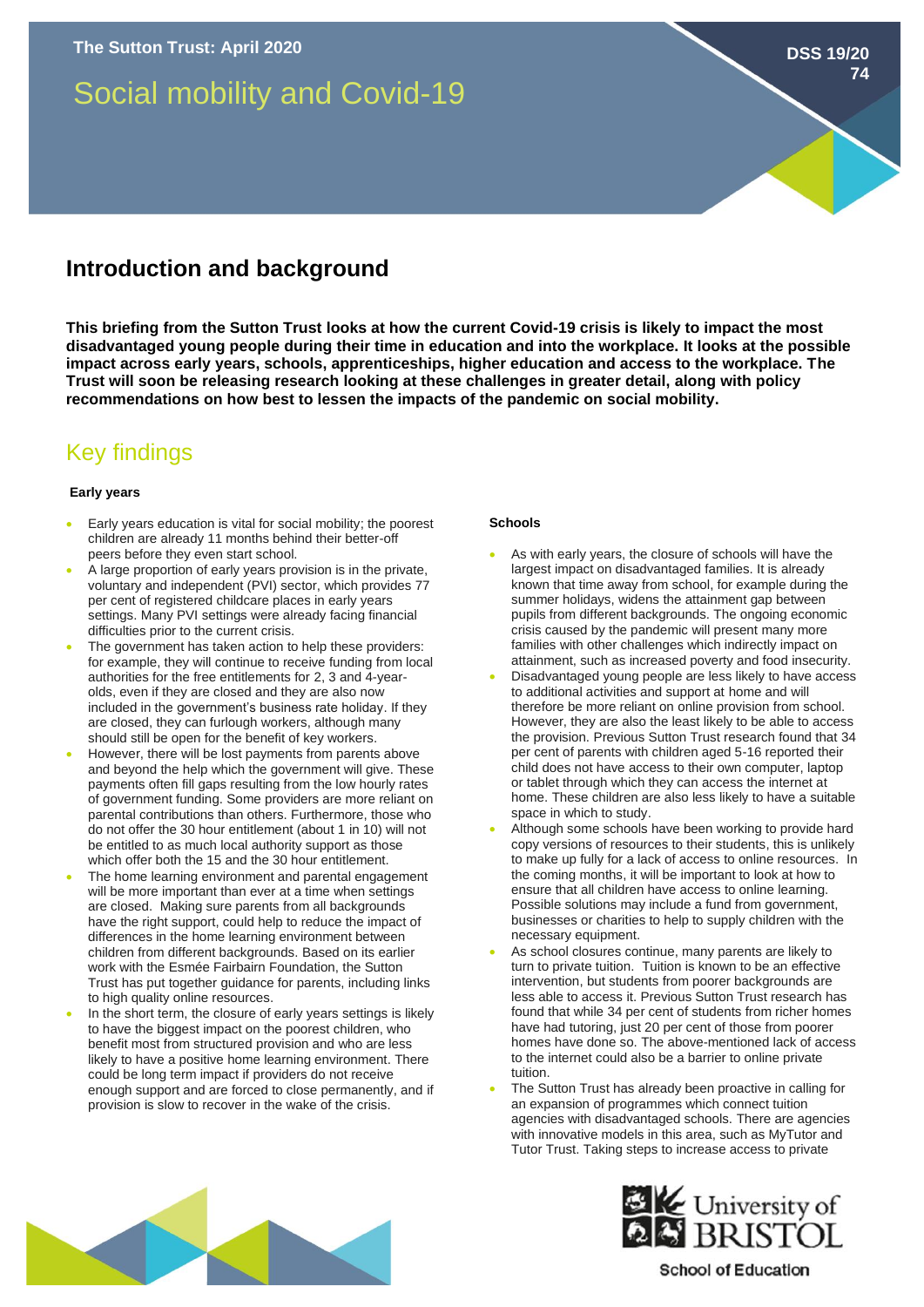The Sutton Trust: April 2020

DSS 19/20 74

# Social mobility and Covid-19

## Introduction and background

**This briefing from the Sutton Trust looks at how the current Covid-19 crisis is likely to impact the most disadvantaged young people during their time in education and into the workplace. It looks at the possible impact across early years, schools, apprenticeships, higher education and access to the workplace. The Trust will soon be releasing research looking at these challenges in greater detail, along with policy recommendations on how best to lessen the impacts of the pandemic on social mobility.**

## Key findings

### Early years

- Early years education is vital for social mobility; the poorest children are already 11 months behind their better-off peers before they even start school.
- A large proportion of early years provision is in the private, voluntary and independent (PVI) sector, which provides 77 per cent of registered childcare places in early years settings. Many PVI settings were already facing financial difficulties prior to the current crisis.
- The government has taken action to help these providers: for example, they will continue to receive funding from local authorities for the free entitlements for 2, 3 and 4-year-olds, even if they are closed and they are also now included in the government's business rate holiday. If they are closed, they can furlough workers, although many should still be open for the benefit of key workers.
- However, there will be lost payments from parents above and beyond the help which the government will give. These payments often fill gaps resulting from the low hourly rates of government funding. Some providers are more reliant on parental contributions than others. Furthermore, those who do not offer the 30 hour entitlement (about 1 in 10) will not be entitled to as much local authority support as those which offer both the 15 and the 30 hour entitlement.
- The home learning environment and parental engagement will be more important than ever at a time when settings are closed. Making sure parents from all backgrounds have the right support, could help to reduce the impact of differences in the home learning environment between children from different backgrounds. Based on its earlier work with the Esmée Fairbairn Foundation, the Sutton Trust has put together guidance for parents, including links to high quality online resources.
- In the short term, the closure of early years settings is likely to have the biggest impact on the poorest children, who benefit most from structured provision and who are less likely to have a positive home learning environment. There could be long term impact if providers do not receive enough support and are forced to close permanently, and if provision is slow to recover in the wake of the crisis.

### Schools

- As with early years, the closure of schools will have the largest impact on disadvantaged families. It is already known that time away from school, for example during the summer holidays, widens the attainment gap between pupils from different backgrounds. The ongoing economic crisis caused by the pandemic will present many more families with other challenges which indirectly impact on attainment, such as increased poverty and food insecurity.
- Disadvantaged young people are less likely to have access to additional activities and support at home and will therefore be more reliant on online provision from school. However, they are also the least likely to be able to access the provision. Previous Sutton Trust research found that 34 per cent of parents with children aged 5-16 reported their child does not have access to their own computer, laptop or tablet through which they can access the internet at home. These children are also less likely to have a suitable space in which to study.
- Although some schools have been working to provide hard copy versions of resources to their students, this is unlikely to make up fully for a lack of access to online resources. In the coming months, it will be important to look at how to ensure that all children have access to online learning. Possible solutions may include a fund from government, businesses or charities to help to supply children with the necessary equipment.
- As school closures continue, many parents are likely to turn to private tuition. Tuition is known to be an effective intervention, but students from poorer backgrounds are less able to access it. Previous Sutton Trust research has found that while 34 per cent of students from richer homes have had tutoring, just 20 per cent of those from poorer homes have done so. The above-mentioned lack of access to the internet could also be a barrier to online private tuition.
- The Sutton Trust has already been proactive in calling for an expansion of programmes which connect tuition agencies with disadvantaged schools. There are agencies with innovative models in this area, such as MyTutor and Tutor Trust. Taking steps to increase access to private

University of BRISTOL
School of Education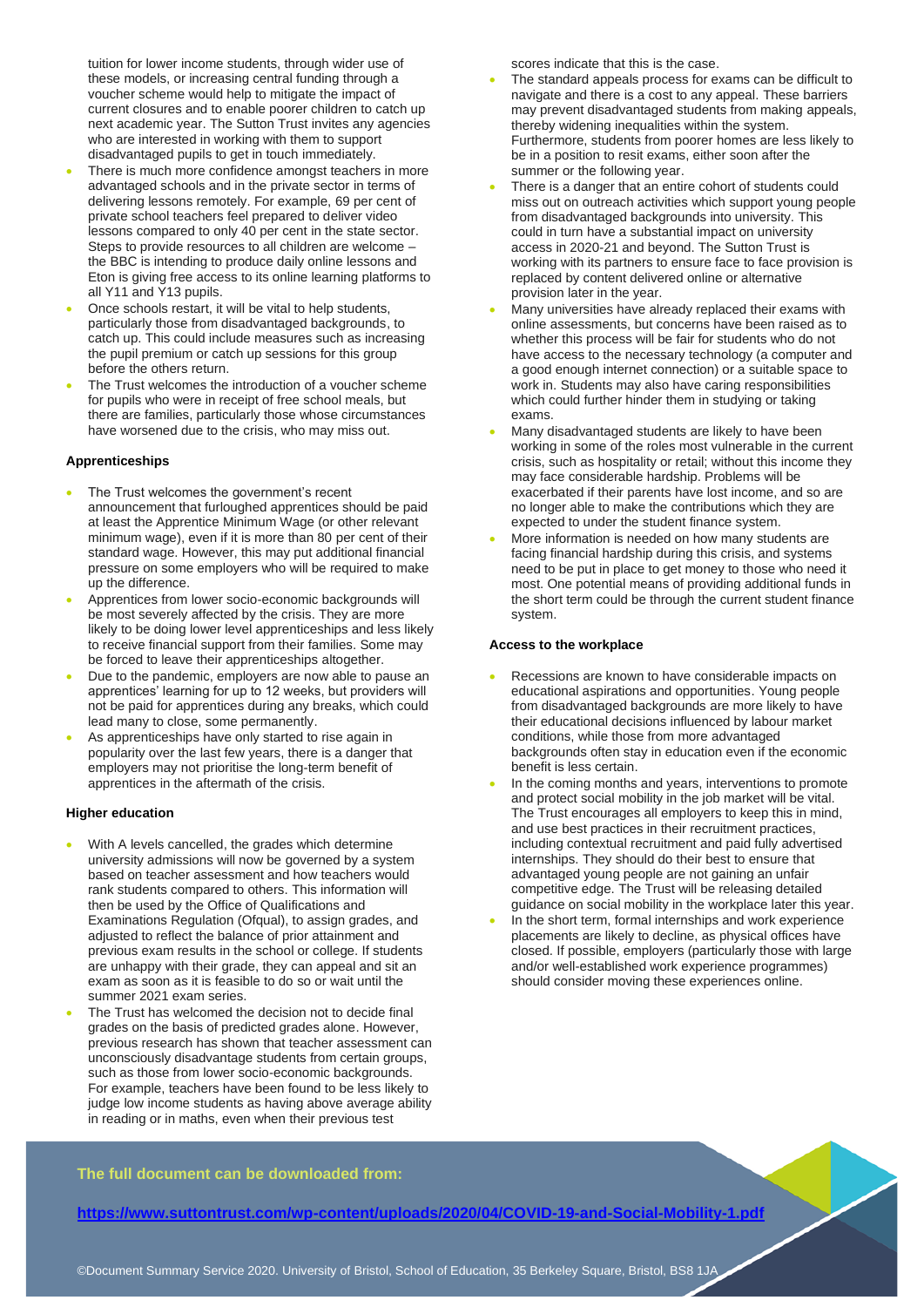tuition for lower income students, through wider use of these models, or increasing central funding through a voucher scheme would help to mitigate the impact of current closures and to enable poorer children to catch up next academic year. The Sutton Trust invites any agencies who are interested in working with them to support disadvantaged pupils to get in touch immediately.

- There is much more confidence amongst teachers in more advantaged schools and in the private sector in terms of delivering lessons remotely. For example, 69 per cent of private school teachers feel prepared to deliver video lessons compared to only 40 per cent in the state sector. Steps to provide resources to all children are welcome – the BBC is intending to produce daily online lessons and Eton is giving free access to its online learning platforms to all Y11 and Y13 pupils.
- Once schools restart, it will be vital to help students, particularly those from disadvantaged backgrounds, to catch up. This could include measures such as increasing the pupil premium or catch up sessions for this group before the others return.
- The Trust welcomes the introduction of a voucher scheme for pupils who were in receipt of free school meals, but there are families, particularly those whose circumstances have worsened due to the crisis, who may miss out.

**Apprenticeships**

- The Trust welcomes the government's recent announcement that furloughed apprentices should be paid at least the Apprentice Minimum Wage (or other relevant minimum wage), even if it is more than 80 per cent of their standard wage. However, this may put additional financial pressure on some employers who will be required to make up the difference.
- Apprentices from lower socio-economic backgrounds will be most severely affected by the crisis. They are more likely to be doing lower level apprenticeships and less likely to receive financial support from their families. Some may be forced to leave their apprenticeships altogether.
- Due to the pandemic, employers are now able to pause an apprentices' learning for up to 12 weeks, but providers will not be paid for apprentices during any breaks, which could lead many to close, some permanently.
- As apprenticeships have only started to rise again in popularity over the last few years, there is a danger that employers may not prioritise the long-term benefit of apprentices in the aftermath of the crisis.

**Higher education**

- With A levels cancelled, the grades which determine university admissions will now be governed by a system based on teacher assessment and how teachers would rank students compared to others. This information will then be used by the Office of Qualifications and Examinations Regulation (Ofqual), to assign grades, and adjusted to reflect the balance of prior attainment and previous exam results in the school or college. If students are unhappy with their grade, they can appeal and sit an exam as soon as it is feasible to do so or wait until the summer 2021 exam series.
- The Trust has welcomed the decision not to decide final grades on the basis of predicted grades alone. However, previous research has shown that teacher assessment can unconsciously disadvantage students from certain groups, such as those from lower socio-economic backgrounds. For example, teachers have been found to be less likely to judge low income students as having above average ability in reading or in maths, even when their previous test scores indicate that this is the case.
- The standard appeals process for exams can be difficult to navigate and there is a cost to any appeal. These barriers may prevent disadvantaged students from making appeals, thereby widening inequalities within the system. Furthermore, students from poorer homes are less likely to be in a position to resit exams, either soon after the summer or the following year.
- There is a danger that an entire cohort of students could miss out on outreach activities which support young people from disadvantaged backgrounds into university. This could in turn have a substantial impact on university access in 2020-21 and beyond. The Sutton Trust is working with its partners to ensure face to face provision is replaced by content delivered online or alternative provision later in the year.
- Many universities have already replaced their exams with online assessments, but concerns have been raised as to whether this process will be fair for students who do not have access to the necessary technology (a computer and a good enough internet connection) or a suitable space to work in. Students may also have caring responsibilities which could further hinder them in studying or taking exams.
- Many disadvantaged students are likely to have been working in some of the roles most vulnerable in the current crisis, such as hospitality or retail; without this income they may face considerable hardship. Problems will be exacerbated if their parents have lost income, and so are no longer able to make the contributions which they are expected to under the student finance system.
- More information is needed on how many students are facing financial hardship during this crisis, and systems need to be put in place to get money to those who need it most. One potential means of providing additional funds in the short term could be through the current student finance system.

**Access to the workplace**

- Recessions are known to have considerable impacts on educational aspirations and opportunities. Young people from disadvantaged backgrounds are more likely to have their educational decisions influenced by labour market conditions, while those from more advantaged backgrounds often stay in education even if the economic benefit is less certain.
- In the coming months and years, interventions to promote and protect social mobility in the job market will be vital. The Trust encourages all employers to keep this in mind, and use best practices in their recruitment practices, including contextual recruitment and paid fully advertised internships. They should do their best to ensure that advantaged young people are not gaining an unfair competitive edge. The Trust will be releasing detailed guidance on social mobility in the workplace later this year.
- In the short term, formal internships and work experience placements are likely to decline, as physical offices have closed. If possible, employers (particularly those with large and/or well-established work experience programmes) should consider moving these experiences online.

**The full document can be downloaded from:**

https://www.suttontrust.com/wp-content/uploads/2020/04/COVID-19-and-Social-Mobility-1.pdf

©Document Summary Service 2020. University of Bristol, School of Education, 35 Berkeley Square, Bristol, BS8 1JA